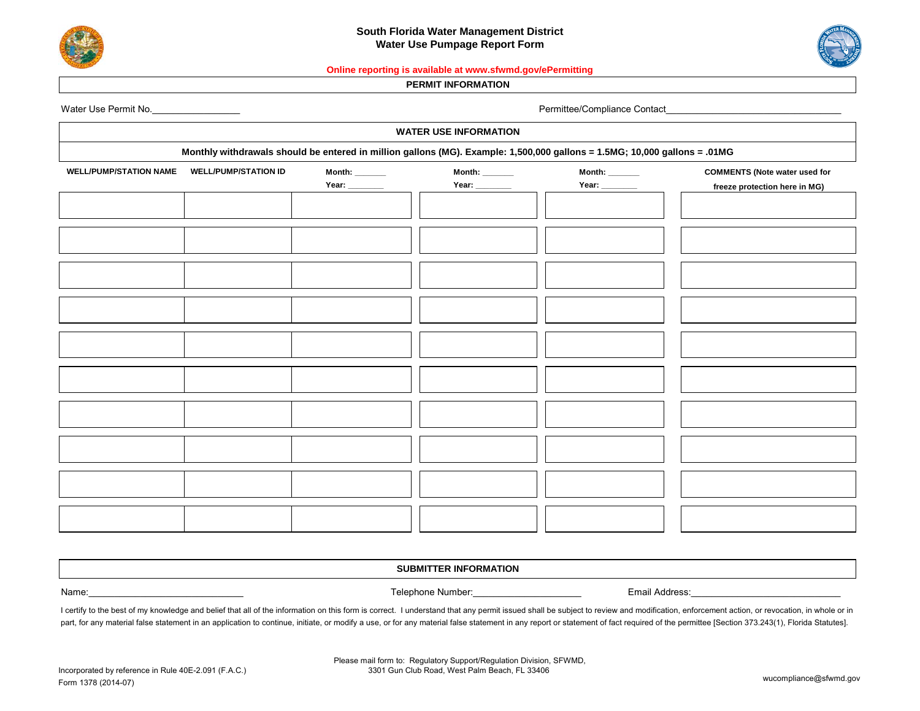# South Florida Water Management District
## Water Use Pumpage Report Form

**Online reporting is available at www.sfwmd.gov/ePermitting**

**PERMIT INFORMATION**

Water Use Permit No.________________  Permittee/Compliance Contact________________________________

**WATER USE INFORMATION**

**Monthly withdrawals should be entered in million gallons (MG). Example: 1,500,000 gallons = 1.5MG; 10,000 gallons = .01MG**

| WELL/PUMP/STATION NAME | WELL/PUMP/STATION ID | Month: ______ Year: _______ | Month: ______ Year: _______ | Month: ______ Year: _______ | COMMENTS (Note water used for freeze protection here in MG) |
|---|---|---|---|---|---|
| | | | | | |
| | | | | | |
| | | | | | |
| | | | | | |
| | | | | | |
| | | | | | |
| | | | | | |
| | | | | | |
| | | | | | |
| | | | | | |

**SUBMITTER INFORMATION**

Name:____________________________  Telephone Number:____________________  Email Address:____________________________

I certify to the best of my knowledge and belief that all of the information on this form is correct. I understand that any permit issued shall be subject to review and modification, enforcement action, or revocation, in whole or in part, for any material false statement in an application to continue, initiate, or modify a use, or for any material false statement in any report or statement of fact required of the permittee [Section 373.243(1), Florida Statutes].

Please mail form to: Regulatory Support/Regulation Division, SFWMD,
3301 Gun Club Road, West Palm Beach, FL 33406

Incorporated by reference in Rule 40E-2.091 (F.A.C.)
Form 1378 (2014-07)

wucompliance@sfwmd.gov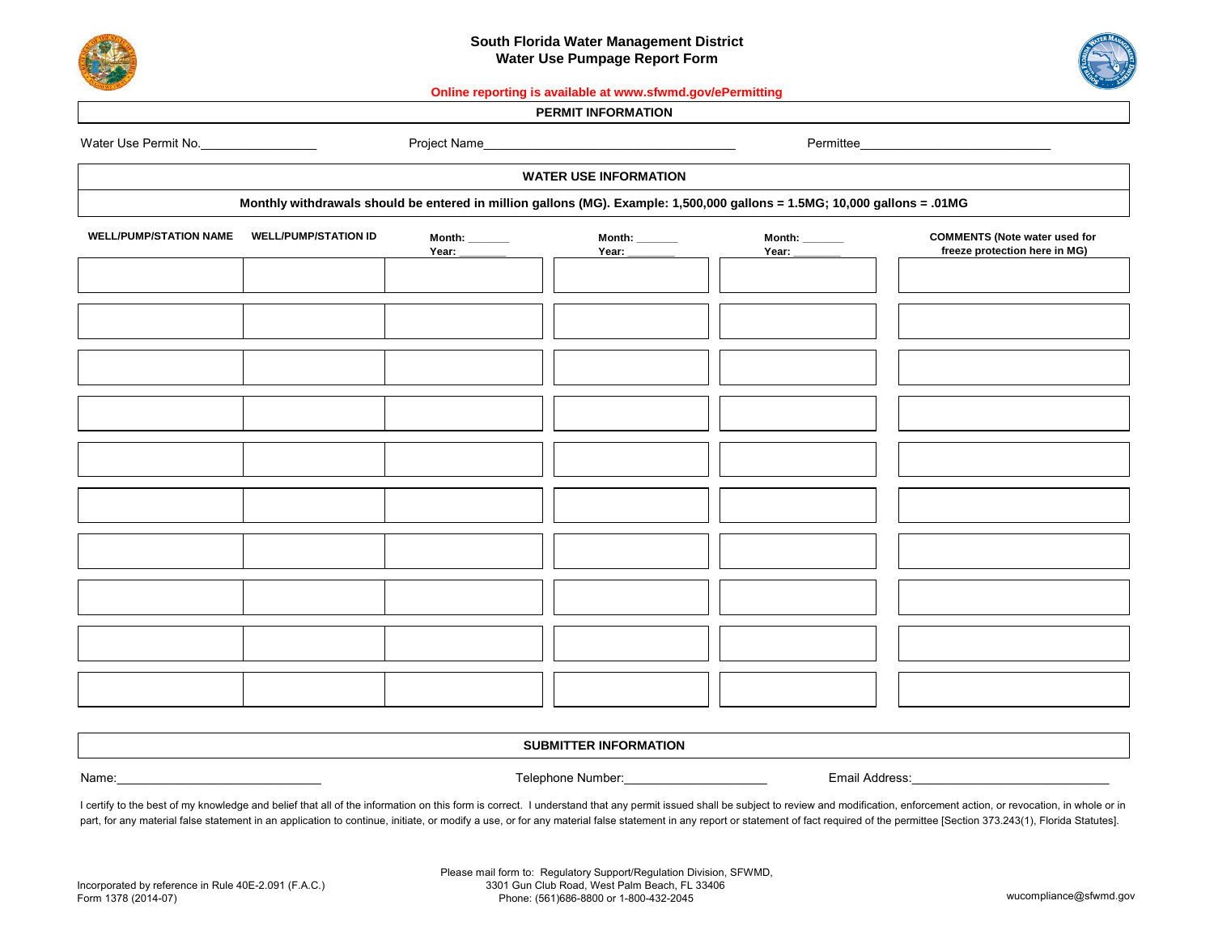# South Florida Water Management District
## Water Use Pumpage Report Form

**Online reporting is available at www.sfwmd.gov/ePermitting**

**PERMIT INFORMATION**

Water Use Permit No.________________ Project Name____________________________________ Permittee___________________________

**WATER USE INFORMATION**

**Monthly withdrawals should be entered in million gallons (MG). Example: 1,500,000 gallons = 1.5MG; 10,000 gallons = .01MG**

| WELL/PUMP/STATION NAME | WELL/PUMP/STATION ID | Month: ______ Year: _______ | Month: ______ Year: _______ | Month: ______ Year: _______ | COMMENTS (Note water used for freeze protection here in MG) |
|---|---|---|---|---|---|
| | | | | | |
| | | | | | |
| | | | | | |
| | | | | | |
| | | | | | |
| | | | | | |
| | | | | | |
| | | | | | |
| | | | | | |
| | | | | | |

**SUBMITTER INFORMATION**

Name:____________________________ Telephone Number:____________________ Email Address:____________________________

I certify to the best of my knowledge and belief that all of the information on this form is correct. I understand that any permit issued shall be subject to review and modification, enforcement action, or revocation, in whole or in part, for any material false statement in an application to continue, initiate, or modify a use, or for any material false statement in any report or statement of fact required of the permittee [Section 373.243(1), Florida Statutes].

Incorporated by reference in Rule 40E-2.091 (F.A.C.)
Form 1378 (2014-07)

Please mail form to: Regulatory Support/Regulation Division, SFWMD,
3301 Gun Club Road, West Palm Beach, FL 33406
Phone: (561)686-8800 or 1-800-432-2045

wucompliance@sfwmd.gov